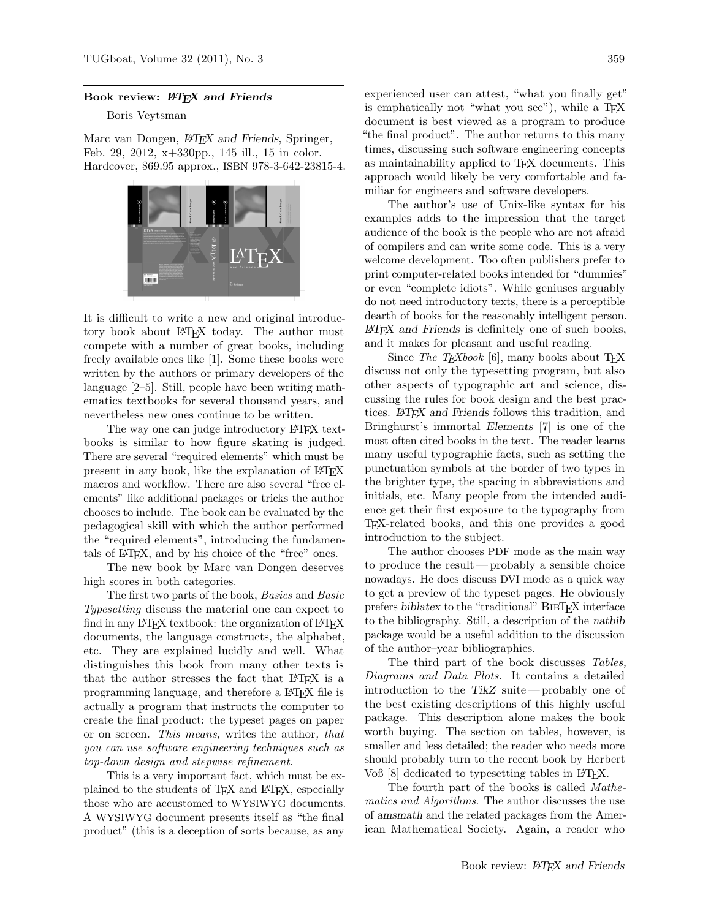### Book review: *LaTeX and Friends*

Boris Veytsman

Marc van Dongen, *LaTeX and Friends*, Springer, Feb. 29, 2012, x+330pp., 145 ill., 15 in color. Hardcover, $69.95 approx., ISBN 978-3-642-23815-4.

It is difficult to write a new and original introductory book about LaTeX today. The author must compete with a number of great books, including freely available ones like [1]. Some these books were written by the authors or primary developers of the language [2–5]. Still, people have been writing mathematics textbooks for several thousand years, and nevertheless new ones continue to be written.

The way one can judge introductory LaTeX textbooks is similar to how figure skating is judged. There are several "required elements" which must be present in any book, like the explanation of LaTeX macros and workflow. There are also several "free elements" like additional packages or tricks the author chooses to include. The book can be evaluated by the pedagogical skill with which the author performed the "required elements", introducing the fundamentals of LaTeX, and by his choice of the "free" ones.

The new book by Marc van Dongen deserves high scores in both categories.

The first two parts of the book, *Basics* and *Basic Typesetting* discuss the material one can expect to find in any LaTeX textbook: the organization of LaTeX documents, the language constructs, the alphabet, etc. They are explained lucidly and well. What distinguishes this book from many other texts is that the author stresses the fact that LaTeX is a programming language, and therefore a LaTeX file is actually a program that instructs the computer to create the final product: the typeset pages on paper or on screen. *This means,* writes the author*, that you can use software engineering techniques such as top-down design and stepwise refinement.*

This is a very important fact, which must be explained to the students of TeX and LaTeX, especially those who are accustomed to WYSIWYG documents. A WYSIWYG document presents itself as "the final product" (this is a deception of sorts because, as any experienced user can attest, "what you finally get" is emphatically not "what you see"), while a TeX document is best viewed as a program to produce "the final product". The author returns to this many times, discussing such software engineering concepts as maintainability applied to TeX documents. This approach would likely be very comfortable and familiar for engineers and software developers.

The author's use of Unix-like syntax for his examples adds to the impression that the target audience of the book is the people who are not afraid of compilers and can write some code. This is a very welcome development. Too often publishers prefer to print computer-related books intended for "dummies" or even "complete idiots". While geniuses arguably do not need introductory texts, there is a perceptible dearth of books for the reasonably intelligent person. *LaTeX and Friends* is definitely one of such books, and it makes for pleasant and useful reading.

Since *The TeXbook* [6], many books about TeX discuss not only the typesetting program, but also other aspects of typographic art and science, discussing the rules for book design and the best practices. *LaTeX and Friends* follows this tradition, and Bringhurst's immortal *Elements* [7] is one of the most often cited books in the text. The reader learns many useful typographic facts, such as setting the punctuation symbols at the border of two types in the brighter type, the spacing in abbreviations and initials, etc. Many people from the intended audience get their first exposure to the typography from TeX-related books, and this one provides a good introduction to the subject.

The author chooses PDF mode as the main way to produce the result — probably a sensible choice nowadays. He does discuss DVI mode as a quick way to get a preview of the typeset pages. He obviously prefers *biblatex* to the "traditional" BibTeX interface to the bibliography. Still, a description of the *natbib* package would be a useful addition to the discussion of the author–year bibliographies.

The third part of the book discusses *Tables, Diagrams and Data Plots.* It contains a detailed introduction to the *TikZ* suite — probably one of the best existing descriptions of this highly useful package. This description alone makes the book worth buying. The section on tables, however, is smaller and less detailed; the reader who needs more should probably turn to the recent book by Herbert Voß [8] dedicated to typesetting tables in LaTeX.

The fourth part of the books is called *Mathematics and Algorithms*. The author discusses the use of *amsmath* and the related packages from the American Mathematical Society. Again, a reader who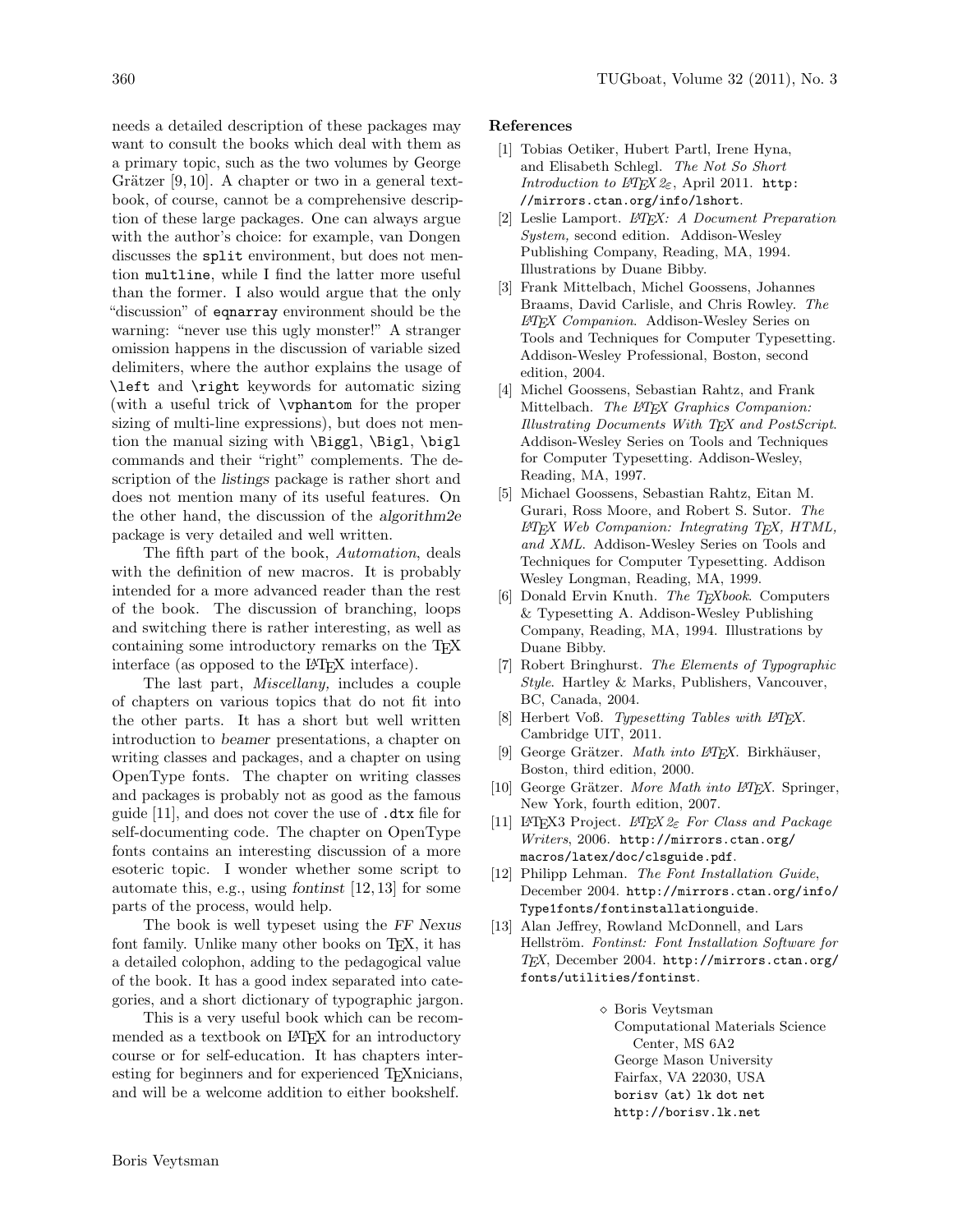needs a detailed description of these packages may want to consult the books which deal with them as a primary topic, such as the two volumes by George Grätzer [9, 10]. A chapter or two in a general textbook, of course, cannot be a comprehensive description of these large packages. One can always argue with the author's choice: for example, van Dongen discusses the `split` environment, but does not mention `multline`, while I find the latter more useful than the former. I also would argue that the only "discussion" of `eqnarray` environment should be the warning: "never use this ugly monster!" A stranger omission happens in the discussion of variable sized delimiters, where the author explains the usage of `\left` and `\right` keywords for automatic sizing (with a useful trick of `\vphantom` for the proper sizing of multi-line expressions), but does not mention the manual sizing with `\Biggl`, `\Bigl`, `\bigl` commands and their "right" complements. The description of the *listings* package is rather short and does not mention many of its useful features. On the other hand, the discussion of the *algorithm2e* package is very detailed and well written.

The fifth part of the book, *Automation*, deals with the definition of new macros. It is probably intended for a more advanced reader than the rest of the book. The discussion of branching, loops and switching there is rather interesting, as well as containing some introductory remarks on the TeX interface (as opposed to the LaTeX interface).

The last part, *Miscellany,* includes a couple of chapters on various topics that do not fit into the other parts. It has a short but well written introduction to *beamer* presentations, a chapter on writing classes and packages, and a chapter on using OpenType fonts. The chapter on writing classes and packages is probably not as good as the famous guide [11], and does not cover the use of `.dtx` file for self-documenting code. The chapter on OpenType fonts contains an interesting discussion of a more esoteric topic. I wonder whether some script to automate this, e.g., using *fontinst* [12, 13] for some parts of the process, would help.

The book is well typeset using the *FF Nexus* font family. Unlike many other books on TeX, it has a detailed colophon, adding to the pedagogical value of the book. It has a good index separated into categories, and a short dictionary of typographic jargon.

This is a very useful book which can be recommended as a textbook on LaTeX for an introductory course or for self-education. It has chapters interesting for beginners and for experienced TeXnicians, and will be a welcome addition to either bookshelf.

## References

[1] Tobias Oetiker, Hubert Partl, Irene Hyna, and Elisabeth Schlegl. *The Not So Short Introduction to LaTeX 2ε*, April 2011. `http://mirrors.ctan.org/info/lshort`.

[2] Leslie Lamport. *LaTeX: A Document Preparation System,* second edition. Addison-Wesley Publishing Company, Reading, MA, 1994. Illustrations by Duane Bibby.

[3] Frank Mittelbach, Michel Goossens, Johannes Braams, David Carlisle, and Chris Rowley. *The LaTeX Companion*. Addison-Wesley Series on Tools and Techniques for Computer Typesetting. Addison-Wesley Professional, Boston, second edition, 2004.

[4] Michel Goossens, Sebastian Rahtz, and Frank Mittelbach. *The LaTeX Graphics Companion: Illustrating Documents With TeX and PostScript*. Addison-Wesley Series on Tools and Techniques for Computer Typesetting. Addison-Wesley, Reading, MA, 1997.

[5] Michael Goossens, Sebastian Rahtz, Eitan M. Gurari, Ross Moore, and Robert S. Sutor. *The LaTeX Web Companion: Integrating TeX, HTML, and XML*. Addison-Wesley Series on Tools and Techniques for Computer Typesetting. Addison Wesley Longman, Reading, MA, 1999.

[6] Donald Ervin Knuth. *The TeXbook*. Computers & Typesetting A. Addison-Wesley Publishing Company, Reading, MA, 1994. Illustrations by Duane Bibby.

[7] Robert Bringhurst. *The Elements of Typographic Style*. Hartley & Marks, Publishers, Vancouver, BC, Canada, 2004.

[8] Herbert Voß. *Typesetting Tables with LaTeX*. Cambridge UIT, 2011.

[9] George Grätzer. *Math into LaTeX*. Birkhäuser, Boston, third edition, 2000.

[10] George Grätzer. *More Math into LaTeX*. Springer, New York, fourth edition, 2007.

[11] LaTeX3 Project. *LaTeX 2ε For Class and Package Writers*, 2006. `http://mirrors.ctan.org/macros/latex/doc/clsguide.pdf`.

[12] Philipp Lehman. *The Font Installation Guide*, December 2004. `http://mirrors.ctan.org/info/Type1fonts/fontinstallationguide`.

[13] Alan Jeffrey, Rowland McDonnell, and Lars Hellström. *Fontinst: Font Installation Software for TeX*, December 2004. `http://mirrors.ctan.org/fonts/utilities/fontinst`.

◇ Boris Veytsman
Computational Materials Science Center, MS 6A2
George Mason University
Fairfax, VA 22030, USA
`borisv (at) lk dot net`
`http://borisv.lk.net`